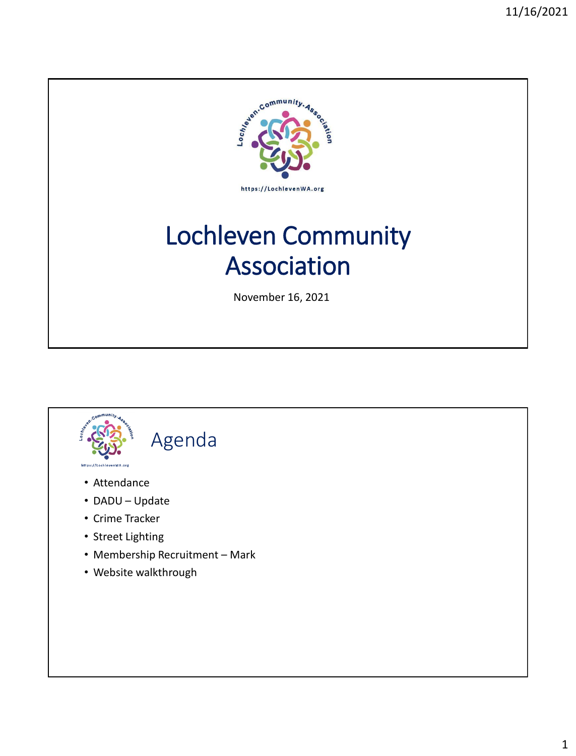# Lochleven Community Association

November 16, 2021

## Agenda

- Attendance
- DADU – Update
- Crime Tracker
- Street Lighting
- Membership Recruitment – Mark
- Website walkthrough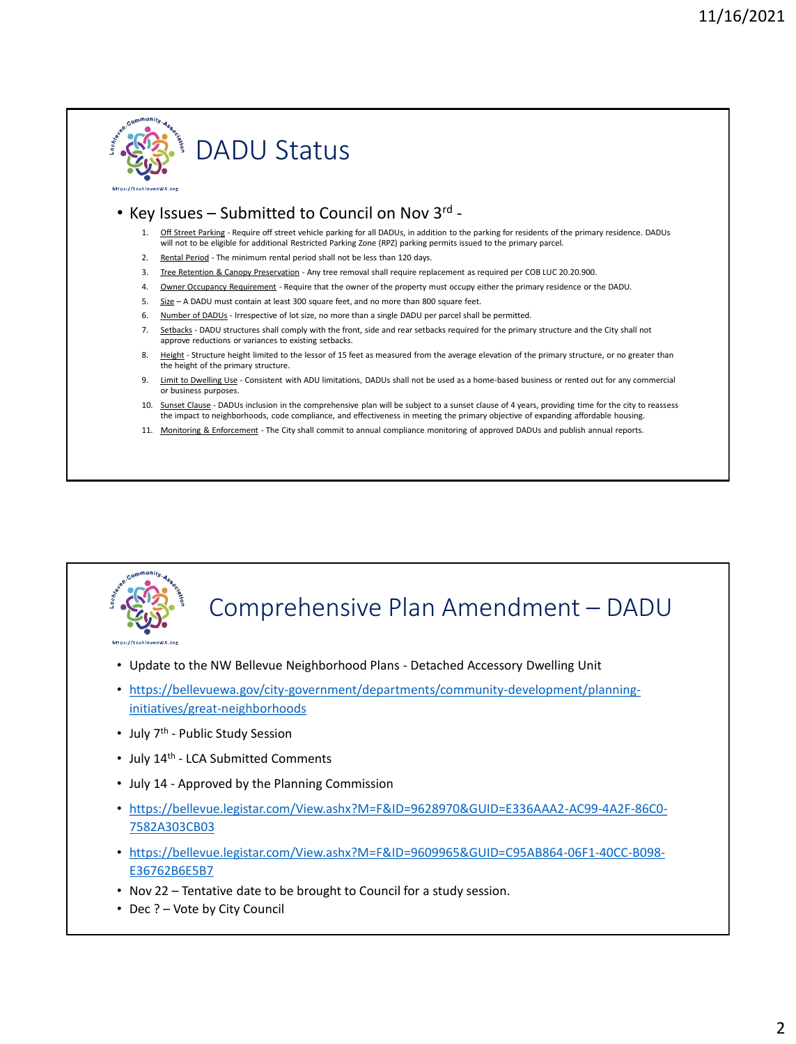# DADU Status

- Key Issues – Submitted to Council on Nov 3rd -
  1. Off Street Parking - Require off street vehicle parking for all DADUs, in addition to the parking for residents of the primary residence. DADUs will not to be eligible for additional Restricted Parking Zone (RPZ) parking permits issued to the primary parcel.
  2. Rental Period - The minimum rental period shall not be less than 120 days.
  3. Tree Retention & Canopy Preservation - Any tree removal shall require replacement as required per COB LUC 20.20.900.
  4. Owner Occupancy Requirement - Require that the owner of the property must occupy either the primary residence or the DADU.
  5. Size – A DADU must contain at least 300 square feet, and no more than 800 square feet.
  6. Number of DADUs - Irrespective of lot size, no more than a single DADU per parcel shall be permitted.
  7. Setbacks - DADU structures shall comply with the front, side and rear setbacks required for the primary structure and the City shall not approve reductions or variances to existing setbacks.
  8. Height - Structure height limited to the lessor of 15 feet as measured from the average elevation of the primary structure, or no greater than the height of the primary structure.
  9. Limit to Dwelling Use - Consistent with ADU limitations, DADUs shall not be used as a home-based business or rented out for any commercial or business purposes.
  10. Sunset Clause - DADUs inclusion in the comprehensive plan will be subject to a sunset clause of 4 years, providing time for the city to reassess the impact to neighborhoods, code compliance, and effectiveness in meeting the primary objective of expanding affordable housing.
  11. Monitoring & Enforcement - The City shall commit to annual compliance monitoring of approved DADUs and publish annual reports.

# Comprehensive Plan Amendment – DADU

- Update to the NW Bellevue Neighborhood Plans - Detached Accessory Dwelling Unit
- https://bellevuewa.gov/city-government/departments/community-development/planning-initiatives/great-neighborhoods
- July 7th - Public Study Session
- July 14th - LCA Submitted Comments
- July 14 - Approved by the Planning Commission
- https://bellevue.legistar.com/View.ashx?M=F&ID=9628970&GUID=E336AAA2-AC99-4A2F-86C0-7582A303CB03
- https://bellevue.legistar.com/View.ashx?M=F&ID=9609965&GUID=C95AB864-06F1-40CC-B098-E36762B6E5B7
- Nov 22 – Tentative date to be brought to Council for a study session.
- Dec ? – Vote by City Council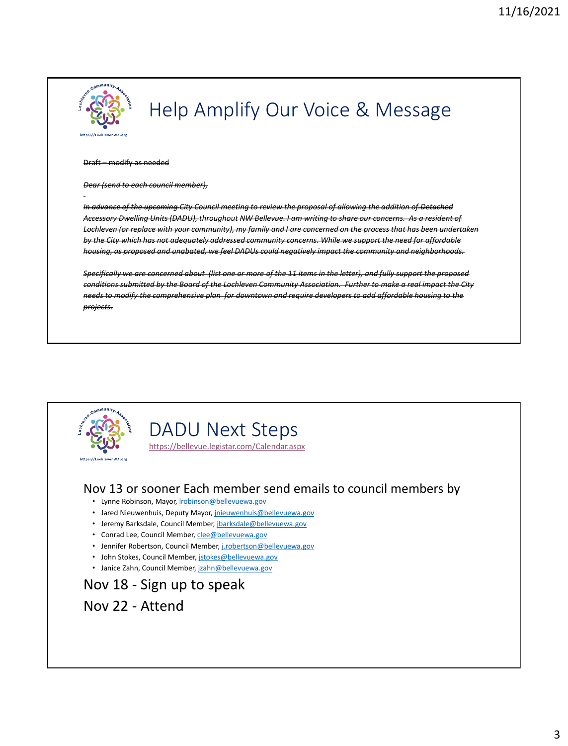## Help Amplify Our Voice & Message

~~Draft – modify as needed~~

~~*Dear (send to each council member),*~~

~~*In advance of the upcoming City Council meeting to review the proposal of allowing the addition of Detached Accessory Dwelling Units (DADU), throughout NW Bellevue. I am writing to share our concerns. As a resident of Lochleven (or replace with your community), my family and I are concerned on the process that has been undertaken by the City which has not adequately addressed community concerns. While we support the need for affordable housing, as proposed and unabated, we feel DADUs could negatively impact the community and neighborhoods.*~~

~~*Specifically we are concerned about (list one or more of the 11 items in the letter), and fully support the proposed conditions submitted by the Board of the Lochleven Community Association. Further to make a real impact the City needs to modify the comprehensive plan for downtown and require developers to add affordable housing to the projects.*~~

## DADU Next Steps

https://bellevue.legistar.com/Calendar.aspx

Nov 13 or sooner Each member send emails to council members by

- Lynne Robinson, Mayor, lrobinson@bellevuewa.gov
- Jared Nieuwenhuis, Deputy Mayor, jnieuwenhuis@bellevuewa.gov
- Jeremy Barksdale, Council Member, jbarksdale@bellevuewa.gov
- Conrad Lee, Council Member, clee@bellevuewa.gov
- Jennifer Robertson, Council Member, j.robertson@bellevuewa.gov
- John Stokes, Council Member, jstokes@bellevuewa.gov
- Janice Zahn, Council Member, jzahn@bellevuewa.gov

Nov 18 - Sign up to speak

Nov 22 - Attend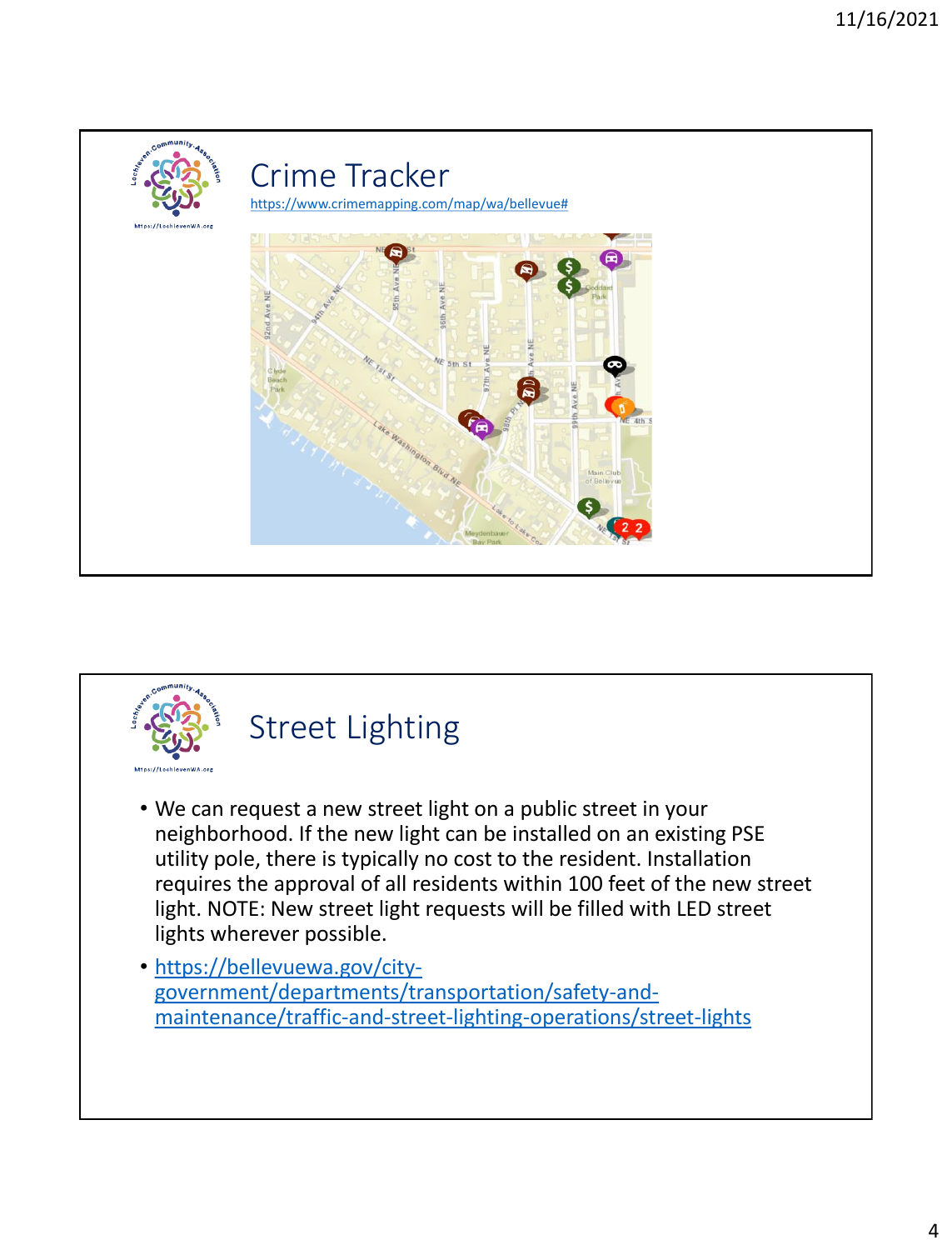## Crime Tracker

https://www.crimemapping.com/map/wa/bellevue#

## Street Lighting

- We can request a new street light on a public street in your neighborhood. If the new light can be installed on an existing PSE utility pole, there is typically no cost to the resident. Installation requires the approval of all residents within 100 feet of the new street light. NOTE: New street light requests will be filled with LED street lights wherever possible.
- https://bellevuewa.gov/city-government/departments/transportation/safety-and-maintenance/traffic-and-street-lighting-operations/street-lights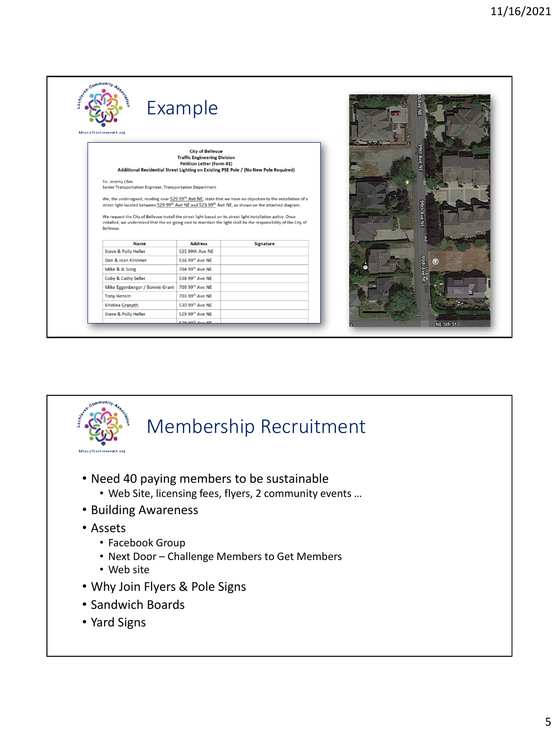## Example

City of Bellevue
Traffic Engineering Division
Petition Letter (Form #1)
**Additional Residential Street Lighting on Existing PSE Pole / (No New Pole Required)**

To: Jeremy Chin
Senior Transportation Engineer, Transportation Department

We, the undersigned, residing near 529 99th Ave NE, state that we have no objection to the installation of a street light located between 529 99th Ave NE and 523 99th Ave NE, as shown on the attached diagram.

We request the City of Bellevue install the street light based on its street light installation policy. Once installed, we understand that the on-going cost to maintain the light shall be the responsibility of the City of Bellevue.

| Name | Address | Signature |
|---|---|---|
| Steve & Polly Heller | 535 99th Ave NE | |
| Don & Jean Kirshner | 536 99th Ave NE | |
| Mike & JL Song | 704 99th Ave NE | |
| Coby & Cathy Seller | 538 99th Ave NE | |
| Mike Eggenberger / Bonnie Grant | 709 99th Ave NE | |
| Tony Henein | 703 99th Ave NE | |
| Kristina Granath | 530 99th Ave NE | |
| Steve & Polly Heller | 529 99th Ave NE | |
| | 528 99th Ave NE | |

## Membership Recruitment

- Need 40 paying members to be sustainable
  - Web Site, licensing fees, flyers, 2 community events …
- Building Awareness
- Assets
  - Facebook Group
  - Next Door – Challenge Members to Get Members
  - Web site
- Why Join Flyers & Pole Signs
- Sandwich Boards
- Yard Signs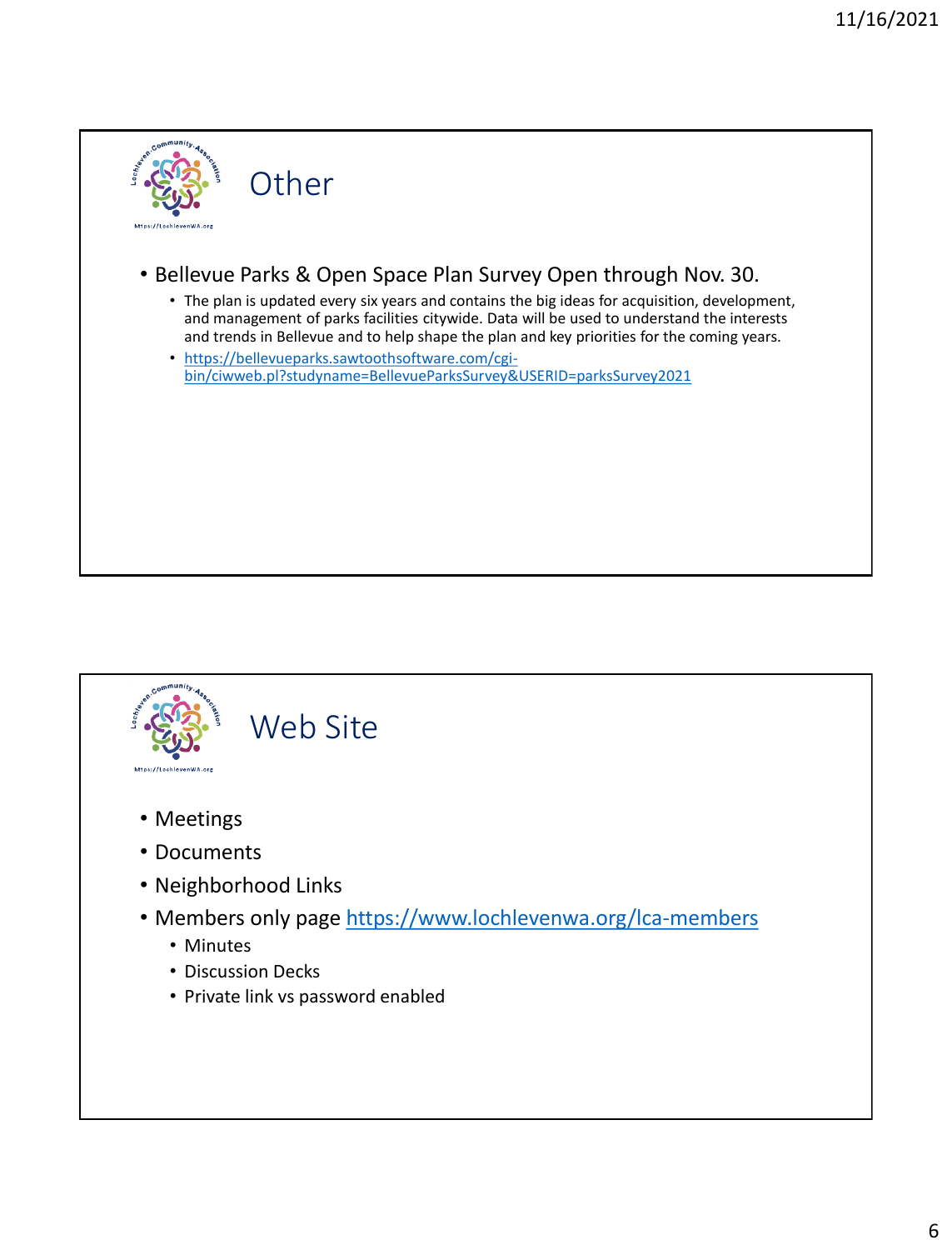## Other

- Bellevue Parks & Open Space Plan Survey Open through Nov. 30.
  - The plan is updated every six years and contains the big ideas for acquisition, development, and management of parks facilities citywide. Data will be used to understand the interests and trends in Bellevue and to help shape the plan and key priorities for the coming years.
  - https://bellevueparks.sawtoothsoftware.com/cgi-bin/ciwweb.pl?studyname=BellevueParksSurvey&USERID=parksSurvey2021

## Web Site

- Meetings
- Documents
- Neighborhood Links
- Members only page https://www.lochlevenwa.org/lca-members
  - Minutes
  - Discussion Decks
  - Private link vs password enabled